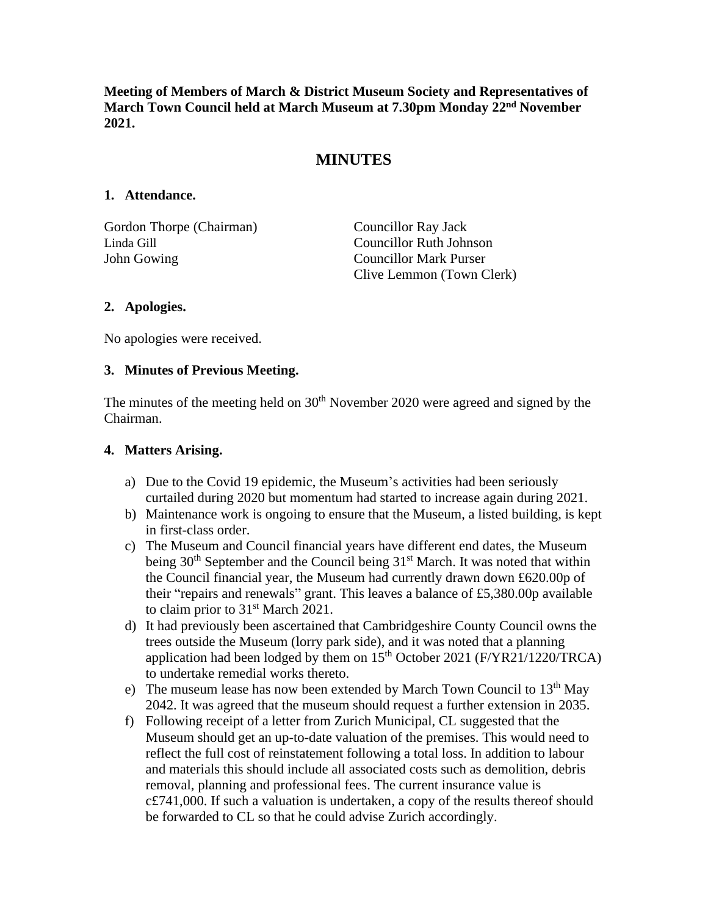**Meeting of Members of March & District Museum Society and Representatives of March Town Council held at March Museum at 7.30pm Monday 22nd November 2021.**

# MINUTES

## 1. Attendance.

Gordon Thorpe (Chairman)
Linda Gill
John Gowing
Councillor Ray Jack
Councillor Ruth Johnson
Councillor Mark Purser
Clive Lemmon (Town Clerk)

## 2. Apologies.

No apologies were received.

## 3. Minutes of Previous Meeting.

The minutes of the meeting held on 30th November 2020 were agreed and signed by the Chairman.

## 4. Matters Arising.

a) Due to the Covid 19 epidemic, the Museum's activities had been seriously curtailed during 2020 but momentum had started to increase again during 2021.

b) Maintenance work is ongoing to ensure that the Museum, a listed building, is kept in first-class order.

c) The Museum and Council financial years have different end dates, the Museum being 30th September and the Council being 31st March. It was noted that within the Council financial year, the Museum had currently drawn down £620.00p of their "repairs and renewals" grant. This leaves a balance of £5,380.00p available to claim prior to 31st March 2021.

d) It had previously been ascertained that Cambridgeshire County Council owns the trees outside the Museum (lorry park side), and it was noted that a planning application had been lodged by them on 15th October 2021 (F/YR21/1220/TRCA) to undertake remedial works thereto.

e) The museum lease has now been extended by March Town Council to 13th May 2042. It was agreed that the museum should request a further extension in 2035.

f) Following receipt of a letter from Zurich Municipal, CL suggested that the Museum should get an up-to-date valuation of the premises. This would need to reflect the full cost of reinstatement following a total loss. In addition to labour and materials this should include all associated costs such as demolition, debris removal, planning and professional fees. The current insurance value is c£741,000. If such a valuation is undertaken, a copy of the results thereof should be forwarded to CL so that he could advise Zurich accordingly.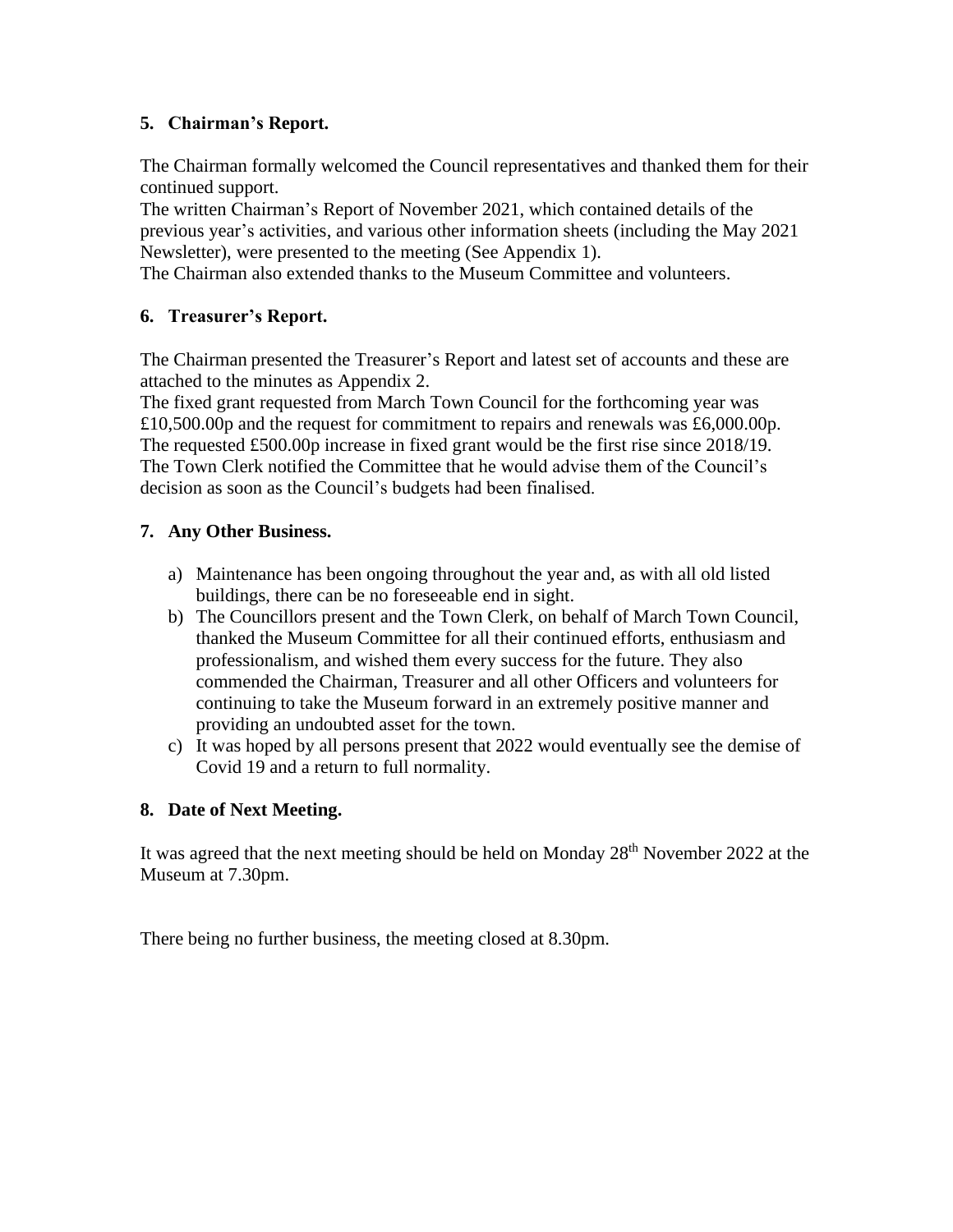## 5. Chairman's Report.

The Chairman formally welcomed the Council representatives and thanked them for their continued support.
The written Chairman's Report of November 2021, which contained details of the previous year's activities, and various other information sheets (including the May 2021 Newsletter), were presented to the meeting (See Appendix 1).
The Chairman also extended thanks to the Museum Committee and volunteers.

## 6. Treasurer's Report.

The Chairman presented the Treasurer's Report and latest set of accounts and these are attached to the minutes as Appendix 2.
The fixed grant requested from March Town Council for the forthcoming year was £10,500.00p and the request for commitment to repairs and renewals was £6,000.00p. The requested £500.00p increase in fixed grant would be the first rise since 2018/19. The Town Clerk notified the Committee that he would advise them of the Council's decision as soon as the Council's budgets had been finalised.

## 7. Any Other Business.

a) Maintenance has been ongoing throughout the year and, as with all old listed buildings, there can be no foreseeable end in sight.
b) The Councillors present and the Town Clerk, on behalf of March Town Council, thanked the Museum Committee for all their continued efforts, enthusiasm and professionalism, and wished them every success for the future. They also commended the Chairman, Treasurer and all other Officers and volunteers for continuing to take the Museum forward in an extremely positive manner and providing an undoubted asset for the town.
c) It was hoped by all persons present that 2022 would eventually see the demise of Covid 19 and a return to full normality.

## 8. Date of Next Meeting.

It was agreed that the next meeting should be held on Monday 28th November 2022 at the Museum at 7.30pm.

There being no further business, the meeting closed at 8.30pm.